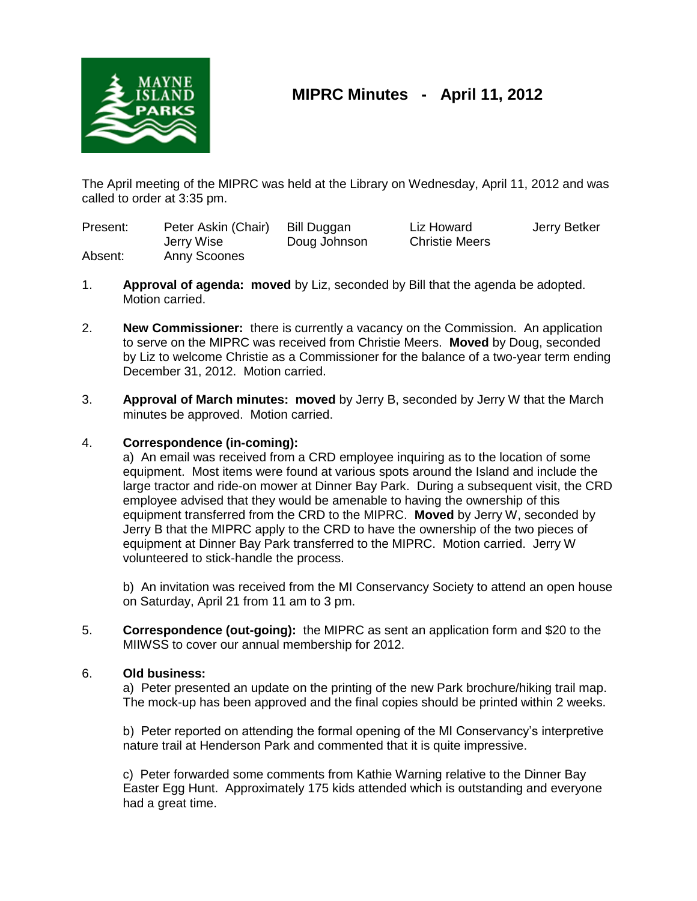# MIPRC Minutes - April 11, 2012

The April meeting of the MIPRC was held at the Library on Wednesday, April 11, 2012 and was called to order at 3:35 pm.

| | | | | |
|---|---|---|---|---|
| Present: | Peter Askin (Chair) | Bill Duggan | Liz Howard | Jerry Betker |
| | Jerry Wise | Doug Johnson | Christie Meers | |
| Absent: | Anny Scoones | | | |

1. **Approval of agenda: moved** by Liz, seconded by Bill that the agenda be adopted. Motion carried.

2. **New Commissioner:** there is currently a vacancy on the Commission. An application to serve on the MIPRC was received from Christie Meers. **Moved** by Doug, seconded by Liz to welcome Christie as a Commissioner for the balance of a two-year term ending December 31, 2012. Motion carried.

3. **Approval of March minutes: moved** by Jerry B, seconded by Jerry W that the March minutes be approved. Motion carried.

4. **Correspondence (in-coming):**

   a) An email was received from a CRD employee inquiring as to the location of some equipment. Most items were found at various spots around the Island and include the large tractor and ride-on mower at Dinner Bay Park. During a subsequent visit, the CRD employee advised that they would be amenable to having the ownership of this equipment transferred from the CRD to the MIPRC. **Moved** by Jerry W, seconded by Jerry B that the MIPRC apply to the CRD to have the ownership of the two pieces of equipment at Dinner Bay Park transferred to the MIPRC. Motion carried. Jerry W volunteered to stick-handle the process.

   b) An invitation was received from the MI Conservancy Society to attend an open house on Saturday, April 21 from 11 am to 3 pm.

5. **Correspondence (out-going):** the MIPRC as sent an application form and $20 to the MIIWSS to cover our annual membership for 2012.

6. **Old business:**

   a) Peter presented an update on the printing of the new Park brochure/hiking trail map. The mock-up has been approved and the final copies should be printed within 2 weeks.

   b) Peter reported on attending the formal opening of the MI Conservancy's interpretive nature trail at Henderson Park and commented that it is quite impressive.

   c) Peter forwarded some comments from Kathie Warning relative to the Dinner Bay Easter Egg Hunt. Approximately 175 kids attended which is outstanding and everyone had a great time.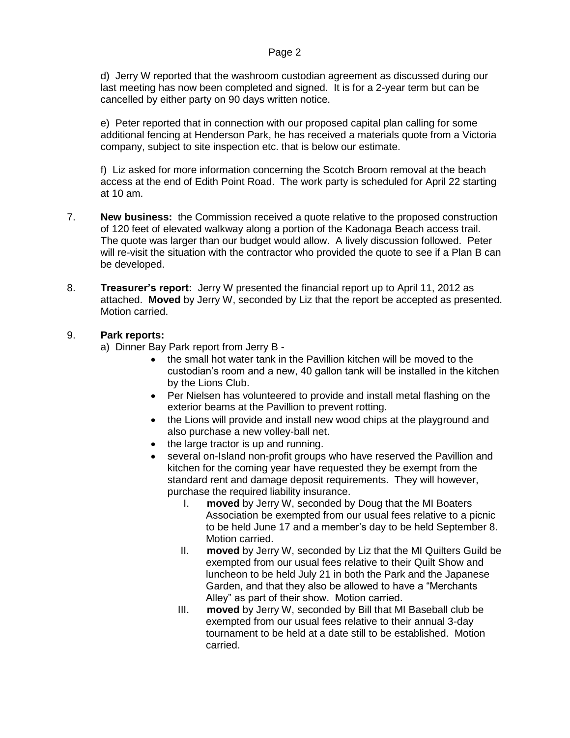d) Jerry W reported that the washroom custodian agreement as discussed during our last meeting has now been completed and signed. It is for a 2-year term but can be cancelled by either party on 90 days written notice.

e) Peter reported that in connection with our proposed capital plan calling for some additional fencing at Henderson Park, he has received a materials quote from a Victoria company, subject to site inspection etc. that is below our estimate.

f) Liz asked for more information concerning the Scotch Broom removal at the beach access at the end of Edith Point Road. The work party is scheduled for April 22 starting at 10 am.

7. **New business:** the Commission received a quote relative to the proposed construction of 120 feet of elevated walkway along a portion of the Kadonaga Beach access trail. The quote was larger than our budget would allow. A lively discussion followed. Peter will re-visit the situation with the contractor who provided the quote to see if a Plan B can be developed.

8. **Treasurer's report:** Jerry W presented the financial report up to April 11, 2012 as attached. **Moved** by Jerry W, seconded by Liz that the report be accepted as presented. Motion carried.

9. **Park reports:**

a) Dinner Bay Park report from Jerry B -

- the small hot water tank in the Pavillion kitchen will be moved to the custodian's room and a new, 40 gallon tank will be installed in the kitchen by the Lions Club.
- Per Nielsen has volunteered to provide and install metal flashing on the exterior beams at the Pavillion to prevent rotting.
- the Lions will provide and install new wood chips at the playground and also purchase a new volley-ball net.
- the large tractor is up and running.
- several on-Island non-profit groups who have reserved the Pavillion and kitchen for the coming year have requested they be exempt from the standard rent and damage deposit requirements. They will however, purchase the required liability insurance.
    - I. **moved** by Jerry W, seconded by Doug that the MI Boaters Association be exempted from our usual fees relative to a picnic to be held June 17 and a member's day to be held September 8. Motion carried.
    - II. **moved** by Jerry W, seconded by Liz that the MI Quilters Guild be exempted from our usual fees relative to their Quilt Show and luncheon to be held July 21 in both the Park and the Japanese Garden, and that they also be allowed to have a "Merchants Alley" as part of their show. Motion carried.
    - III. **moved** by Jerry W, seconded by Bill that MI Baseball club be exempted from our usual fees relative to their annual 3-day tournament to be held at a date still to be established. Motion carried.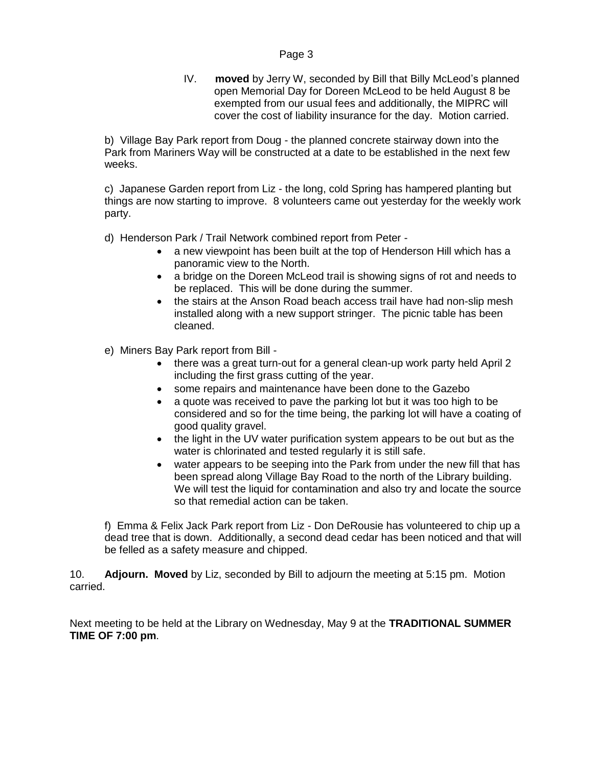IV. **moved** by Jerry W, seconded by Bill that Billy McLeod's planned open Memorial Day for Doreen McLeod to be held August 8 be exempted from our usual fees and additionally, the MIPRC will cover the cost of liability insurance for the day. Motion carried.

b) Village Bay Park report from Doug - the planned concrete stairway down into the Park from Mariners Way will be constructed at a date to be established in the next few weeks.

c) Japanese Garden report from Liz - the long, cold Spring has hampered planting but things are now starting to improve. 8 volunteers came out yesterday for the weekly work party.

d) Henderson Park / Trail Network combined report from Peter -

- a new viewpoint has been built at the top of Henderson Hill which has a panoramic view to the North.
- a bridge on the Doreen McLeod trail is showing signs of rot and needs to be replaced. This will be done during the summer.
- the stairs at the Anson Road beach access trail have had non-slip mesh installed along with a new support stringer. The picnic table has been cleaned.

e) Miners Bay Park report from Bill -

- there was a great turn-out for a general clean-up work party held April 2 including the first grass cutting of the year.
- some repairs and maintenance have been done to the Gazebo
- a quote was received to pave the parking lot but it was too high to be considered and so for the time being, the parking lot will have a coating of good quality gravel.
- the light in the UV water purification system appears to be out but as the water is chlorinated and tested regularly it is still safe.
- water appears to be seeping into the Park from under the new fill that has been spread along Village Bay Road to the north of the Library building. We will test the liquid for contamination and also try and locate the source so that remedial action can be taken.

f) Emma & Felix Jack Park report from Liz - Don DeRousie has volunteered to chip up a dead tree that is down. Additionally, a second dead cedar has been noticed and that will be felled as a safety measure and chipped.

10. **Adjourn. Moved** by Liz, seconded by Bill to adjourn the meeting at 5:15 pm. Motion carried.

Next meeting to be held at the Library on Wednesday, May 9 at the **TRADITIONAL SUMMER TIME OF 7:00 pm**.